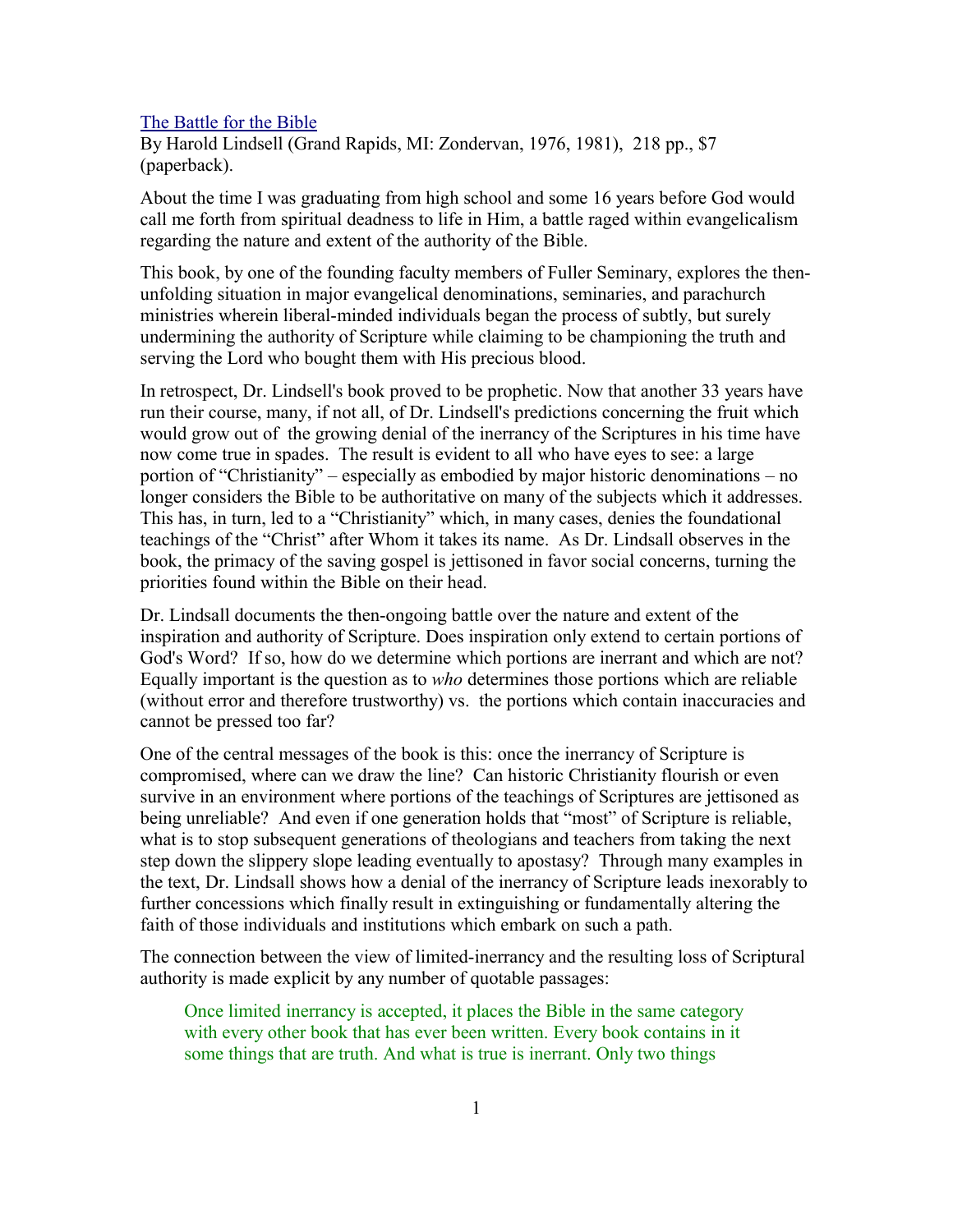[The Battle for the Bible](The Battle for the Bible)
By Harold Lindsell (Grand Rapids, MI: Zondervan, 1976, 1981), 218 pp., $7 (paperback).

About the time I was graduating from high school and some 16 years before God would call me forth from spiritual deadness to life in Him, a battle raged within evangelicalism regarding the nature and extent of the authority of the Bible.

This book, by one of the founding faculty members of Fuller Seminary, explores the then-unfolding situation in major evangelical denominations, seminaries, and parachurch ministries wherein liberal-minded individuals began the process of subtly, but surely undermining the authority of Scripture while claiming to be championing the truth and serving the Lord who bought them with His precious blood.

In retrospect, Dr. Lindsell's book proved to be prophetic. Now that another 33 years have run their course, many, if not all, of Dr. Lindsell's predictions concerning the fruit which would grow out of the growing denial of the inerrancy of the Scriptures in his time have now come true in spades. The result is evident to all who have eyes to see: a large portion of "Christianity" – especially as embodied by major historic denominations – no longer considers the Bible to be authoritative on many of the subjects which it addresses. This has, in turn, led to a "Christianity" which, in many cases, denies the foundational teachings of the "Christ" after Whom it takes its name. As Dr. Lindsall observes in the book, the primacy of the saving gospel is jettisoned in favor social concerns, turning the priorities found within the Bible on their head.

Dr. Lindsall documents the then-ongoing battle over the nature and extent of the inspiration and authority of Scripture. Does inspiration only extend to certain portions of God's Word? If so, how do we determine which portions are inerrant and which are not? Equally important is the question as to *who* determines those portions which are reliable (without error and therefore trustworthy) vs. the portions which contain inaccuracies and cannot be pressed too far?

One of the central messages of the book is this: once the inerrancy of Scripture is compromised, where can we draw the line? Can historic Christianity flourish or even survive in an environment where portions of the teachings of Scriptures are jettisoned as being unreliable? And even if one generation holds that "most" of Scripture is reliable, what is to stop subsequent generations of theologians and teachers from taking the next step down the slippery slope leading eventually to apostasy? Through many examples in the text, Dr. Lindsall shows how a denial of the inerrancy of Scripture leads inexorably to further concessions which finally result in extinguishing or fundamentally altering the faith of those individuals and institutions which embark on such a path.

The connection between the view of limited-inerrancy and the resulting loss of Scriptural authority is made explicit by any number of quotable passages:

> Once limited inerrancy is accepted, it places the Bible in the same category with every other book that has ever been written. Every book contains in it some things that are truth. And what is true is inerrant. Only two things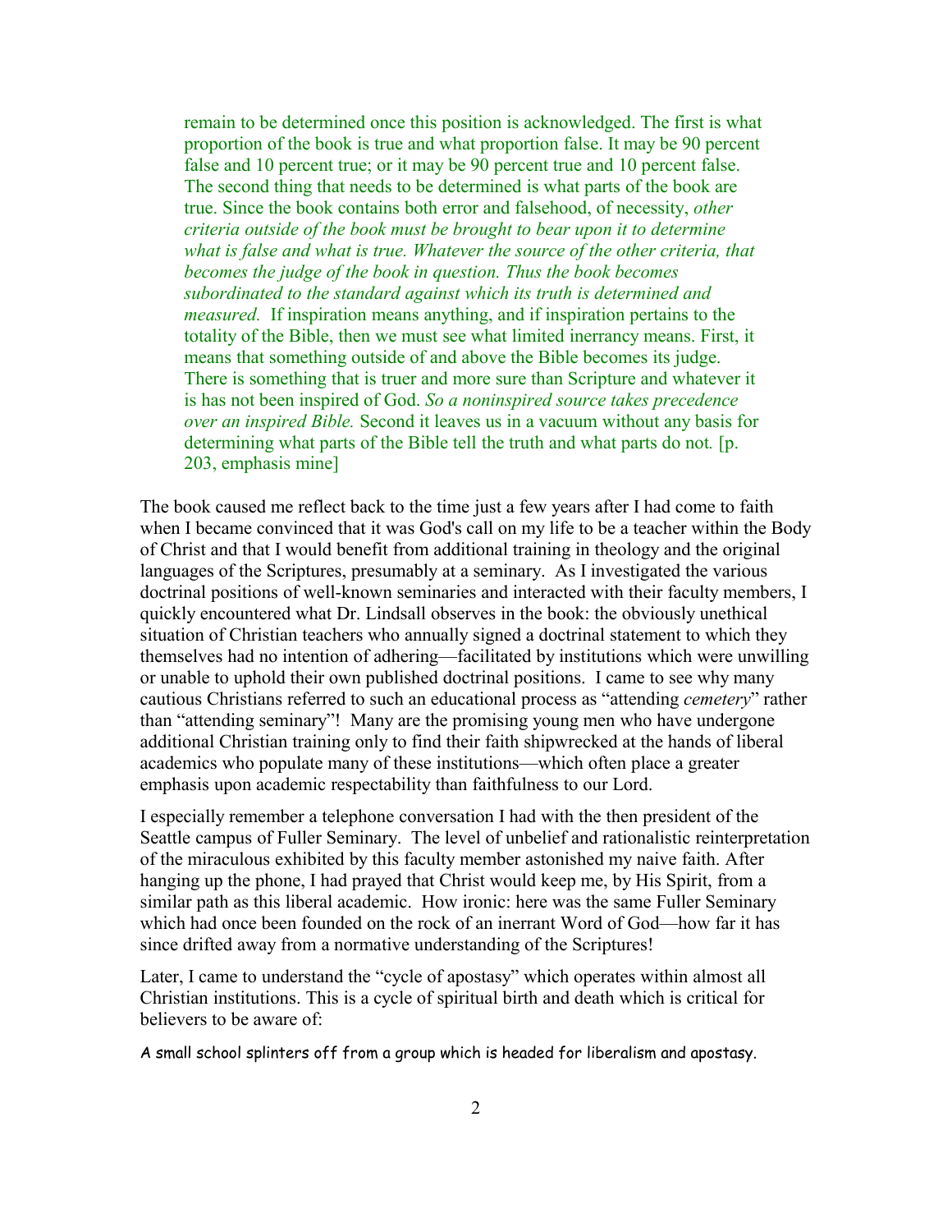> remain to be determined once this position is acknowledged. The first is what proportion of the book is true and what proportion false. It may be 90 percent false and 10 percent true; or it may be 90 percent true and 10 percent false. The second thing that needs to be determined is what parts of the book are true. Since the book contains both error and falsehood, of necessity, *other criteria outside of the book must be brought to bear upon it to determine what is false and what is true. Whatever the source of the other criteria, that becomes the judge of the book in question. Thus the book becomes subordinated to the standard against which its truth is determined and measured.* If inspiration means anything, and if inspiration pertains to the totality of the Bible, then we must see what limited inerrancy means. First, it means that something outside of and above the Bible becomes its judge. There is something that is truer and more sure than Scripture and whatever it is has not been inspired of God. *So a noninspired source takes precedence over an inspired Bible.* Second it leaves us in a vacuum without any basis for determining what parts of the Bible tell the truth and what parts do not. [p. 203, emphasis mine]

The book caused me reflect back to the time just a few years after I had come to faith when I became convinced that it was God's call on my life to be a teacher within the Body of Christ and that I would benefit from additional training in theology and the original languages of the Scriptures, presumably at a seminary. As I investigated the various doctrinal positions of well-known seminaries and interacted with their faculty members, I quickly encountered what Dr. Lindsall observes in the book: the obviously unethical situation of Christian teachers who annually signed a doctrinal statement to which they themselves had no intention of adhering—facilitated by institutions which were unwilling or unable to uphold their own published doctrinal positions. I came to see why many cautious Christians referred to such an educational process as "attending *cemetery*" rather than "attending seminary"! Many are the promising young men who have undergone additional Christian training only to find their faith shipwrecked at the hands of liberal academics who populate many of these institutions—which often place a greater emphasis upon academic respectability than faithfulness to our Lord.

I especially remember a telephone conversation I had with the then president of the Seattle campus of Fuller Seminary. The level of unbelief and rationalistic reinterpretation of the miraculous exhibited by this faculty member astonished my naive faith. After hanging up the phone, I had prayed that Christ would keep me, by His Spirit, from a similar path as this liberal academic. How ironic: here was the same Fuller Seminary which had once been founded on the rock of an inerrant Word of God—how far it has since drifted away from a normative understanding of the Scriptures!

Later, I came to understand the "cycle of apostasy" which operates within almost all Christian institutions. This is a cycle of spiritual birth and death which is critical for believers to be aware of:

A small school splinters off from a group which is headed for liberalism and apostasy.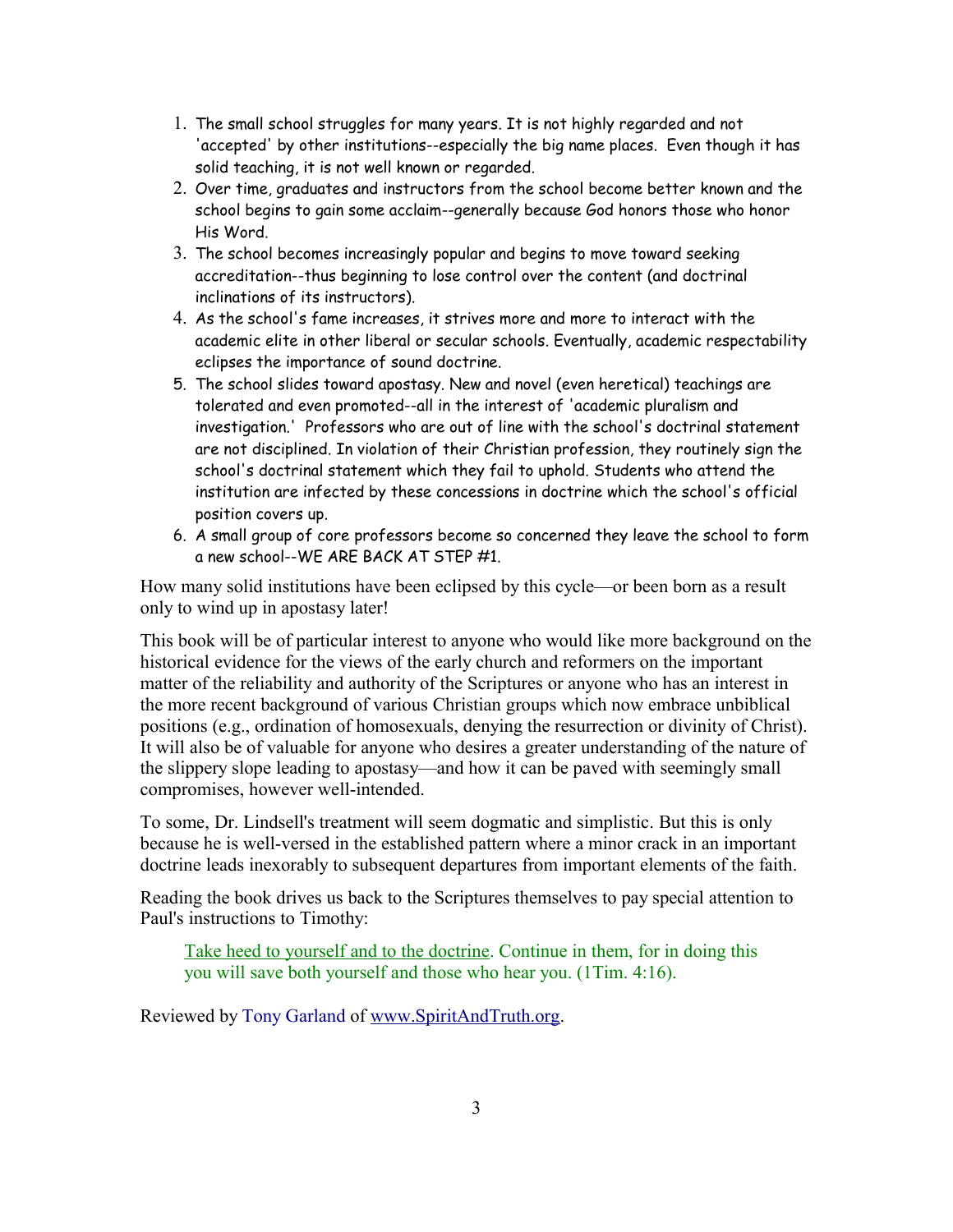1. The small school struggles for many years. It is not highly regarded and not 'accepted' by other institutions--especially the big name places. Even though it has solid teaching, it is not well known or regarded.
2. Over time, graduates and instructors from the school become better known and the school begins to gain some acclaim--generally because God honors those who honor His Word.
3. The school becomes increasingly popular and begins to move toward seeking accreditation--thus beginning to lose control over the content (and doctrinal inclinations of its instructors).
4. As the school's fame increases, it strives more and more to interact with the academic elite in other liberal or secular schools. Eventually, academic respectability eclipses the importance of sound doctrine.
5. The school slides toward apostasy. New and novel (even heretical) teachings are tolerated and even promoted--all in the interest of 'academic pluralism and investigation.' Professors who are out of line with the school's doctrinal statement are not disciplined. In violation of their Christian profession, they routinely sign the school's doctrinal statement which they fail to uphold. Students who attend the institution are infected by these concessions in doctrine which the school's official position covers up.
6. A small group of core professors become so concerned they leave the school to form a new school--WE ARE BACK AT STEP #1.

How many solid institutions have been eclipsed by this cycle—or been born as a result only to wind up in apostasy later!

This book will be of particular interest to anyone who would like more background on the historical evidence for the views of the early church and reformers on the important matter of the reliability and authority of the Scriptures or anyone who has an interest in the more recent background of various Christian groups which now embrace unbiblical positions (e.g., ordination of homosexuals, denying the resurrection or divinity of Christ). It will also be of valuable for anyone who desires a greater understanding of the nature of the slippery slope leading to apostasy—and how it can be paved with seemingly small compromises, however well-intended.

To some, Dr. Lindsell's treatment will seem dogmatic and simplistic. But this is only because he is well-versed in the established pattern where a minor crack in an important doctrine leads inexorably to subsequent departures from important elements of the faith.

Reading the book drives us back to the Scriptures themselves to pay special attention to Paul's instructions to Timothy:

> Take heed to yourself and to the doctrine. Continue in them, for in doing this you will save both yourself and those who hear you. (1Tim. 4:16).

Reviewed by Tony Garland of www.SpiritAndTruth.org.